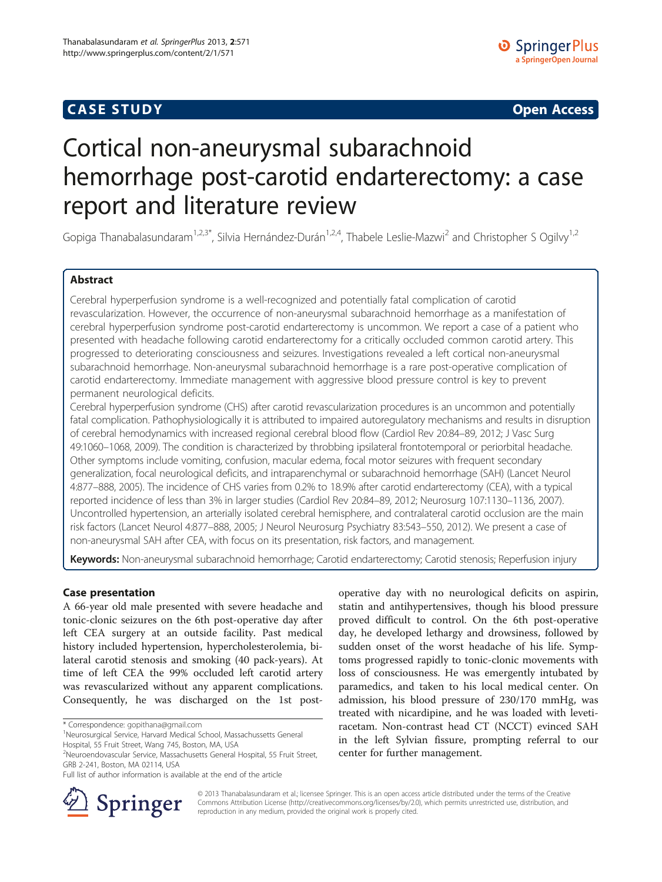**CASE STUDY** **Open Access**

# Cortical non-aneurysmal subarachnoid hemorrhage post-carotid endarterectomy: a case report and literature review

Gopiga Thanabalasundaram[1,2,3*], Silvia Hernández-Durán[1,2,4], Thabele Leslie-Mazwi[2] and Christopher S Ogilvy[1,2]

## Abstract

Cerebral hyperperfusion syndrome is a well-recognized and potentially fatal complication of carotid revascularization. However, the occurrence of non-aneurysmal subarachnoid hemorrhage as a manifestation of cerebral hyperperfusion syndrome post-carotid endarterectomy is uncommon. We report a case of a patient who presented with headache following carotid endarterectomy for a critically occluded common carotid artery. This progressed to deteriorating consciousness and seizures. Investigations revealed a left cortical non-aneurysmal subarachnoid hemorrhage. Non-aneurysmal subarachnoid hemorrhage is a rare post-operative complication of carotid endarterectomy. Immediate management with aggressive blood pressure control is key to prevent permanent neurological deficits.

Cerebral hyperperfusion syndrome (CHS) after carotid revascularization procedures is an uncommon and potentially fatal complication. Pathophysiologically it is attributed to impaired autoregulatory mechanisms and results in disruption of cerebral hemodynamics with increased regional cerebral blood flow (Cardiol Rev 20:84–89, 2012; J Vasc Surg 49:1060–1068, 2009). The condition is characterized by throbbing ipsilateral frontotemporal or periorbital headache. Other symptoms include vomiting, confusion, macular edema, focal motor seizures with frequent secondary generalization, focal neurological deficits, and intraparenchymal or subarachnoid hemorrhage (SAH) (Lancet Neurol 4:877–888, 2005). The incidence of CHS varies from 0.2% to 18.9% after carotid endarterectomy (CEA), with a typical reported incidence of less than 3% in larger studies (Cardiol Rev 20:84–89, 2012; Neurosurg 107:1130–1136, 2007). Uncontrolled hypertension, an arterially isolated cerebral hemisphere, and contralateral carotid occlusion are the main risk factors (Lancet Neurol 4:877–888, 2005; J Neurol Neurosurg Psychiatry 83:543–550, 2012). We present a case of non-aneurysmal SAH after CEA, with focus on its presentation, risk factors, and management.

**Keywords:** Non-aneurysmal subarachnoid hemorrhage; Carotid endarterectomy; Carotid stenosis; Reperfusion injury

## Case presentation

A 66-year old male presented with severe headache and tonic-clonic seizures on the 6th post-operative day after left CEA surgery at an outside facility. Past medical history included hypertension, hypercholesterolemia, bilateral carotid stenosis and smoking (40 pack-years). At time of left CEA the 99% occluded left carotid artery was revascularized without any apparent complications. Consequently, he was discharged on the 1st post-operative day with no neurological deficits on aspirin, statin and antihypertensives, though his blood pressure proved difficult to control. On the 6th post-operative day, he developed lethargy and drowsiness, followed by sudden onset of the worst headache of his life. Symptoms progressed rapidly to tonic-clonic movements with loss of consciousness. He was emergently intubated by paramedics, and taken to his local medical center. On admission, his blood pressure of 230/170 mmHg, was treated with nicardipine, and he was loaded with levetiracetam. Non-contrast head CT (NCCT) evinced SAH in the left Sylvian fissure, prompting referral to our center for further management.

\* Correspondence: gopithana@gmail.com
[1]Neurosurgical Service, Harvard Medical School, Massachusetts General Hospital, 55 Fruit Street, Wang 745, Boston, MA, USA
[2]Neuroendovascular Service, Massachusetts General Hospital, 55 Fruit Street, GRB 2-241, Boston, MA 02114, USA
Full list of author information is available at the end of the article

© 2013 Thanabalasundaram et al.; licensee Springer. This is an open access article distributed under the terms of the Creative Commons Attribution License (http://creativecommons.org/licenses/by/2.0), which permits unrestricted use, distribution, and reproduction in any medium, provided the original work is properly cited.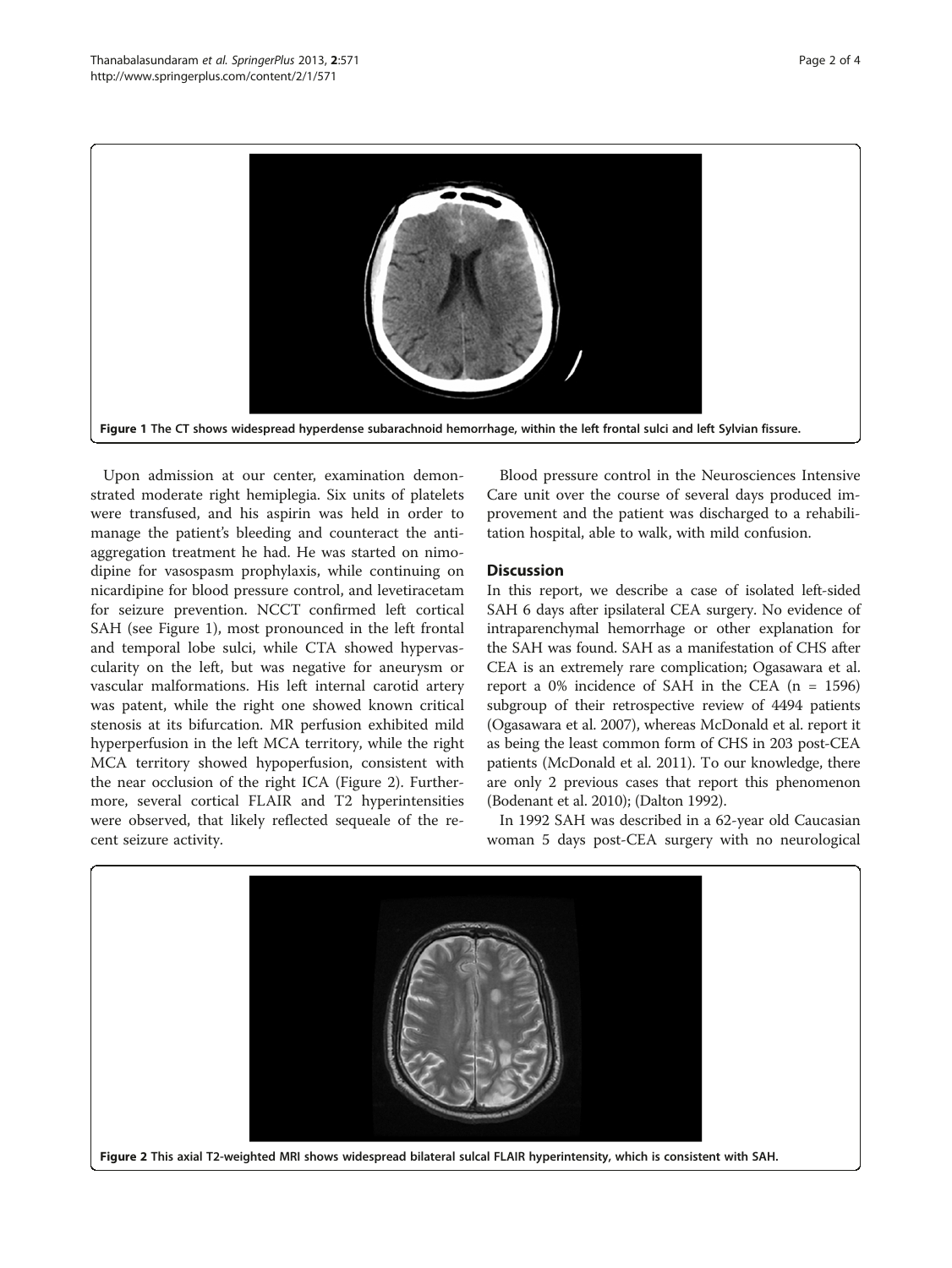Figure 1 The CT shows widespread hyperdense subarachnoid hemorrhage, within the left frontal sulci and left Sylvian fissure.

Upon admission at our center, examination demonstrated moderate right hemiplegia. Six units of platelets were transfused, and his aspirin was held in order to manage the patient's bleeding and counteract the anti-aggregation treatment he had. He was started on nimodipine for vasospasm prophylaxis, while continuing on nicardipine for blood pressure control, and levetiracetam for seizure prevention. NCCT confirmed left cortical SAH (see Figure 1), most pronounced in the left frontal and temporal lobe sulci, while CTA showed hypervascularity on the left, but was negative for aneurysm or vascular malformations. His left internal carotid artery was patent, while the right one showed known critical stenosis at its bifurcation. MR perfusion exhibited mild hyperperfusion in the left MCA territory, while the right MCA territory showed hypoperfusion, consistent with the near occlusion of the right ICA (Figure 2). Furthermore, several cortical FLAIR and T2 hyperintensities were observed, that likely reflected sequeale of the recent seizure activity.

Blood pressure control in the Neurosciences Intensive Care unit over the course of several days produced improvement and the patient was discharged to a rehabilitation hospital, able to walk, with mild confusion.

## Discussion

In this report, we describe a case of isolated left-sided SAH 6 days after ipsilateral CEA surgery. No evidence of intraparenchymal hemorrhage or other explanation for the SAH was found. SAH as a manifestation of CHS after CEA is an extremely rare complication; Ogasawara et al. report a 0% incidence of SAH in the CEA (n = 1596) subgroup of their retrospective review of 4494 patients (Ogasawara et al. 2007), whereas McDonald et al. report it as being the least common form of CHS in 203 post-CEA patients (McDonald et al. 2011). To our knowledge, there are only 2 previous cases that report this phenomenon (Bodenant et al. 2010); (Dalton 1992).

In 1992 SAH was described in a 62-year old Caucasian woman 5 days post-CEA surgery with no neurological

Figure 2 This axial T2-weighted MRI shows widespread bilateral sulcal FLAIR hyperintensity, which is consistent with SAH.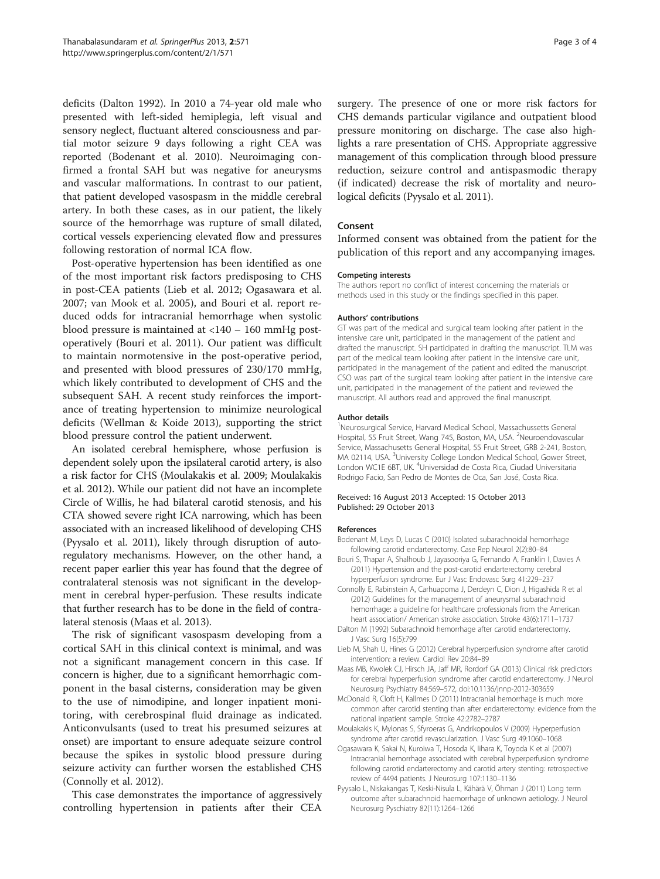deficits (Dalton 1992). In 2010 a 74-year old male who presented with left-sided hemiplegia, left visual and sensory neglect, fluctuant altered consciousness and partial motor seizure 9 days following a right CEA was reported (Bodenant et al. 2010). Neuroimaging confirmed a frontal SAH but was negative for aneurysms and vascular malformations. In contrast to our patient, that patient developed vasospasm in the middle cerebral artery. In both these cases, as in our patient, the likely source of the hemorrhage was rupture of small dilated, cortical vessels experiencing elevated flow and pressures following restoration of normal ICA flow.

Post-operative hypertension has been identified as one of the most important risk factors predisposing to CHS in post-CEA patients (Lieb et al. 2012; Ogasawara et al. 2007; van Mook et al. 2005), and Bouri et al. report reduced odds for intracranial hemorrhage when systolic blood pressure is maintained at <140 – 160 mmHg post-operatively (Bouri et al. 2011). Our patient was difficult to maintain normotensive in the post-operative period, and presented with blood pressures of 230/170 mmHg, which likely contributed to development of CHS and the subsequent SAH. A recent study reinforces the importance of treating hypertension to minimize neurological deficits (Wellman & Koide 2013), supporting the strict blood pressure control the patient underwent.

An isolated cerebral hemisphere, whose perfusion is dependent solely upon the ipsilateral carotid artery, is also a risk factor for CHS (Moulakakis et al. 2009; Moulakakis et al. 2012). While our patient did not have an incomplete Circle of Willis, he had bilateral carotid stenosis, and his CTA showed severe right ICA narrowing, which has been associated with an increased likelihood of developing CHS (Pyysalo et al. 2011), likely through disruption of autoregulatory mechanisms. However, on the other hand, a recent paper earlier this year has found that the degree of contralateral stenosis was not significant in the development in cerebral hyper-perfusion. These results indicate that further research has to be done in the field of contralateral stenosis (Maas et al. 2013).

The risk of significant vasospasm developing from a cortical SAH in this clinical context is minimal, and was not a significant management concern in this case. If concern is higher, due to a significant hemorrhagic component in the basal cisterns, consideration may be given to the use of nimodipine, and longer inpatient monitoring, with cerebrospinal fluid drainage as indicated. Anticonvulsants (used to treat his presumed seizures at onset) are important to ensure adequate seizure control because the spikes in systolic blood pressure during seizure activity can further worsen the established CHS (Connolly et al. 2012).

This case demonstrates the importance of aggressively controlling hypertension in patients after their CEA surgery. The presence of one or more risk factors for CHS demands particular vigilance and outpatient blood pressure monitoring on discharge. The case also highlights a rare presentation of CHS. Appropriate aggressive management of this complication through blood pressure reduction, seizure control and antispasmodic therapy (if indicated) decrease the risk of mortality and neurological deficits (Pyysalo et al. 2011).

## Consent

Informed consent was obtained from the patient for the publication of this report and any accompanying images.

#### Competing interests

The authors report no conflict of interest concerning the materials or methods used in this study or the findings specified in this paper.

#### Authors' contributions

GT was part of the medical and surgical team looking after patient in the intensive care unit, participated in the management of the patient and drafted the manuscript. SH participated in drafting the manuscript. TLM was part of the medical team looking after patient in the intensive care unit, participated in the management of the patient and edited the manuscript. CSO was part of the surgical team looking after patient in the intensive care unit, participated in the management of the patient and reviewed the manuscript. All authors read and approved the final manuscript.

#### Author details

[1]Neurosurgical Service, Harvard Medical School, Massachussetts General Hospital, 55 Fruit Street, Wang 745, Boston, MA, USA. [2]Neuroendovascular Service, Massachusetts General Hospital, 55 Fruit Street, GRB 2-241, Boston, MA 02114, USA. [3]University College London Medical School, Gower Street, London WC1E 6BT, UK. [4]Universidad de Costa Rica, Ciudad Universitaria Rodrigo Facio, San Pedro de Montes de Oca, San José, Costa Rica.

Received: 16 August 2013 Accepted: 15 October 2013
Published: 29 October 2013

#### References

Bodenant M, Leys D, Lucas C (2010) Isolated subarachnoidal hemorrhage following carotid endarterectomy. Case Rep Neurol 2(2):80–84

Bouri S, Thapar A, Shalhoub J, Jayasooriya G, Fernando A, Franklin I, Davies A (2011) Hypertension and the post-carotid endarterectomy cerebral hyperperfusion syndrome. Eur J Vasc Endovasc Surg 41:229–237

Connolly E, Rabinstein A, Carhuapoma J, Derdeyn C, Dion J, Higashida R et al (2012) Guidelines for the management of aneurysmal subarachnoid hemorrhage: a guideline for healthcare professionals from the American heart association/ American stroke association. Stroke 43(6):1711–1737

Dalton M (1992) Subarachnoid hemorrhage after carotid endarterectomy. J Vasc Surg 16(5):799

Lieb M, Shah U, Hines G (2012) Cerebral hyperperfusion syndrome after carotid intervention: a review. Cardiol Rev 20:84–89

Maas MB, Kwolek CJ, Hirsch JA, Jaff MR, Rordorf GA (2013) Clinical risk predictors for cerebral hyperperfusion syndrome after carotid endarterectomy. J Neurol Neurosurg Psychiatry 84:569–572, doi:10.1136/jnnp-2012-303659

McDonald R, Cloft H, Kallmes D (2011) Intracranial hemorrhage is much more common after carotid stenting than after endarterectomy: evidence from the national inpatient sample. Stroke 42:2782–2787

Moulakakis K, Mylonas S, Sfyroeras G, Andrikopoulos V (2009) Hyperperfusion syndrome after carotid revascularization. J Vasc Surg 49:1060–1068

Ogasawara K, Sakai N, Kuroiwa T, Hosoda K, Iihara K, Toyoda K et al (2007) Intracranial hemorrhage associated with cerebral hyperperfusion syndrome following carotid endarterectomy and carotid artery stenting: retrospective review of 4494 patients. J Neurosurg 107:1130–1136

Pyysalo L, Niskakangas T, Keski-Nisula L, Kähärä V, Öhman J (2011) Long term outcome after subarachnoid haemorrhage of unknown aetiology. J Neurol Neurosurg Psychiatry 82(11):1264–1266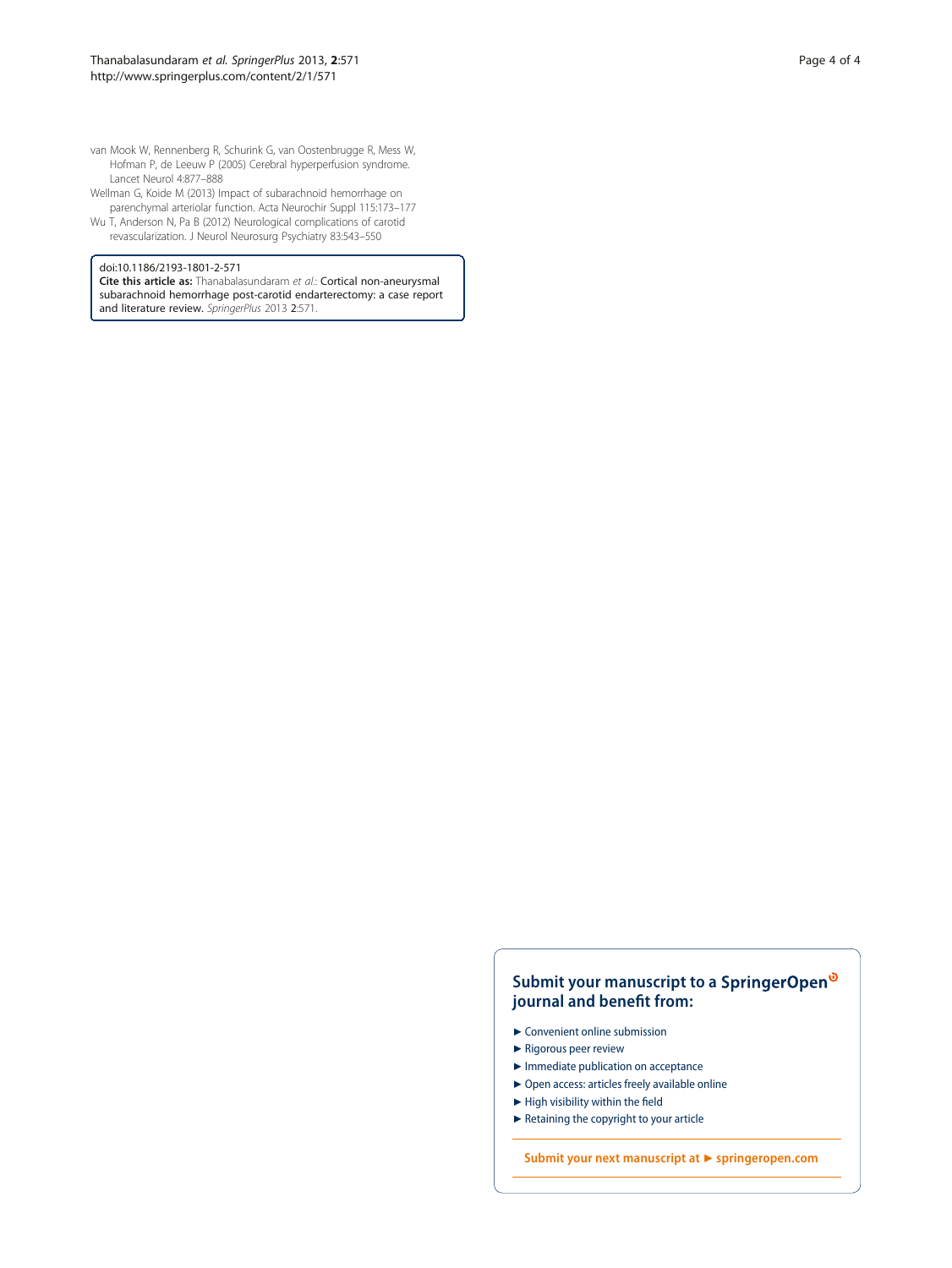van Mook W, Rennenberg R, Schurink G, van Oostenbrugge R, Mess W, Hofman P, de Leeuw P (2005) Cerebral hyperperfusion syndrome. Lancet Neurol 4:877–888

Wellman G, Koide M (2013) Impact of subarachnoid hemorrhage on parenchymal arteriolar function. Acta Neurochir Suppl 115:173–177

Wu T, Anderson N, Pa B (2012) Neurological complications of carotid revascularization. J Neurol Neurosurg Psychiatry 83:543–550

doi:10.1186/2193-1801-2-571

**Cite this article as:** Thanabalasundaram *et al.*: **Cortical non-aneurysmal subarachnoid hemorrhage post-carotid endarterectomy: a case report and literature review.** *SpringerPlus* 2013 **2**:571.

## Submit your manuscript to a SpringerOpen journal and benefit from:

- ► Convenient online submission
- ► Rigorous peer review
- ► Immediate publication on acceptance
- ► Open access: articles freely available online
- ► High visibility within the field
- ► Retaining the copyright to your article

**Submit your next manuscript at ► springeropen.com**